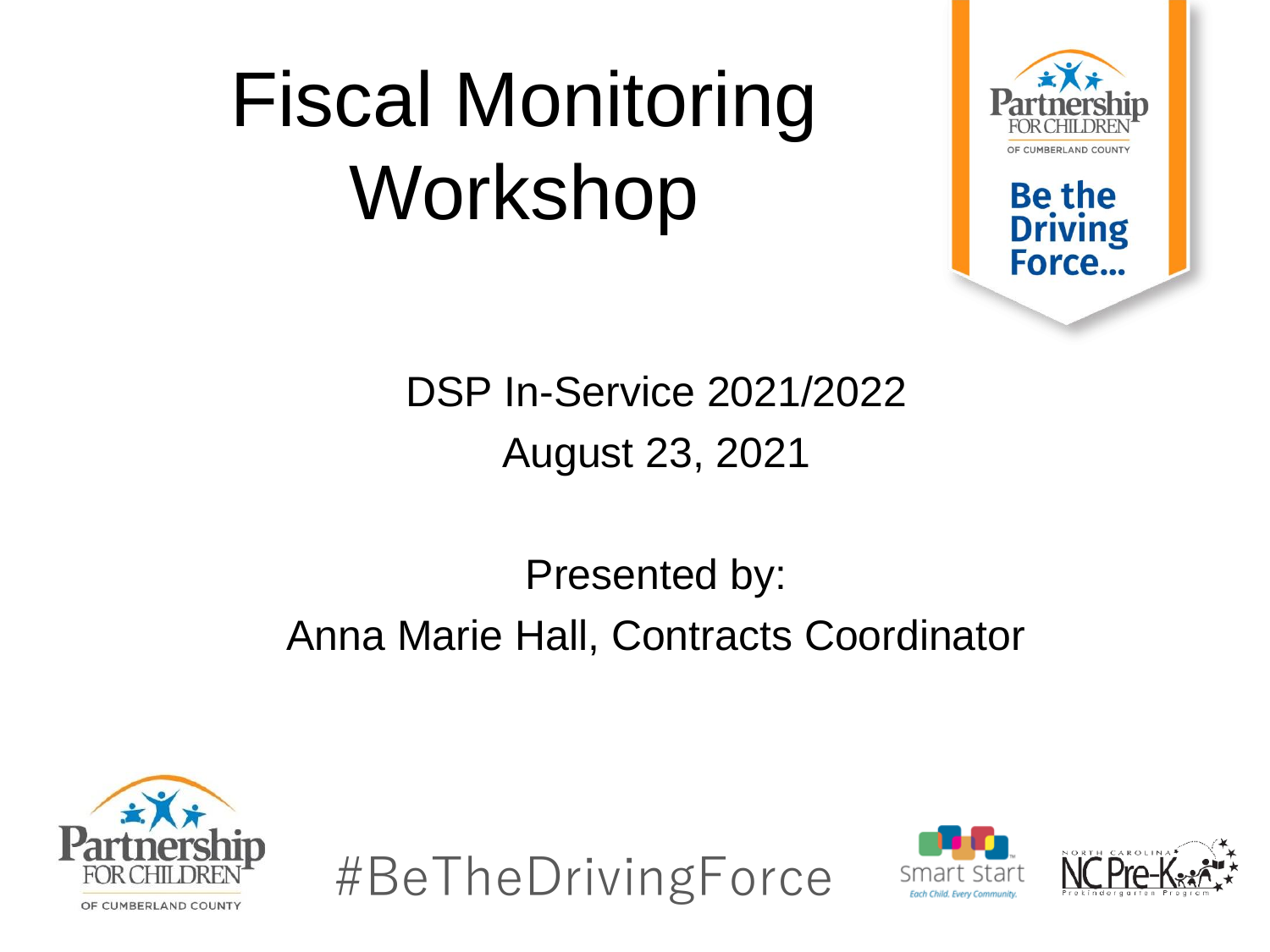# Fiscal Monitoring Workshop

Partnership FOR CHILDREN OF CUMBERLAND COUNTY

Be the Driving Force...

DSP In-Service 2021/2022

August 23, 2021

Presented by:

Anna Marie Hall, Contracts Coordinator

#BeTheDrivingForce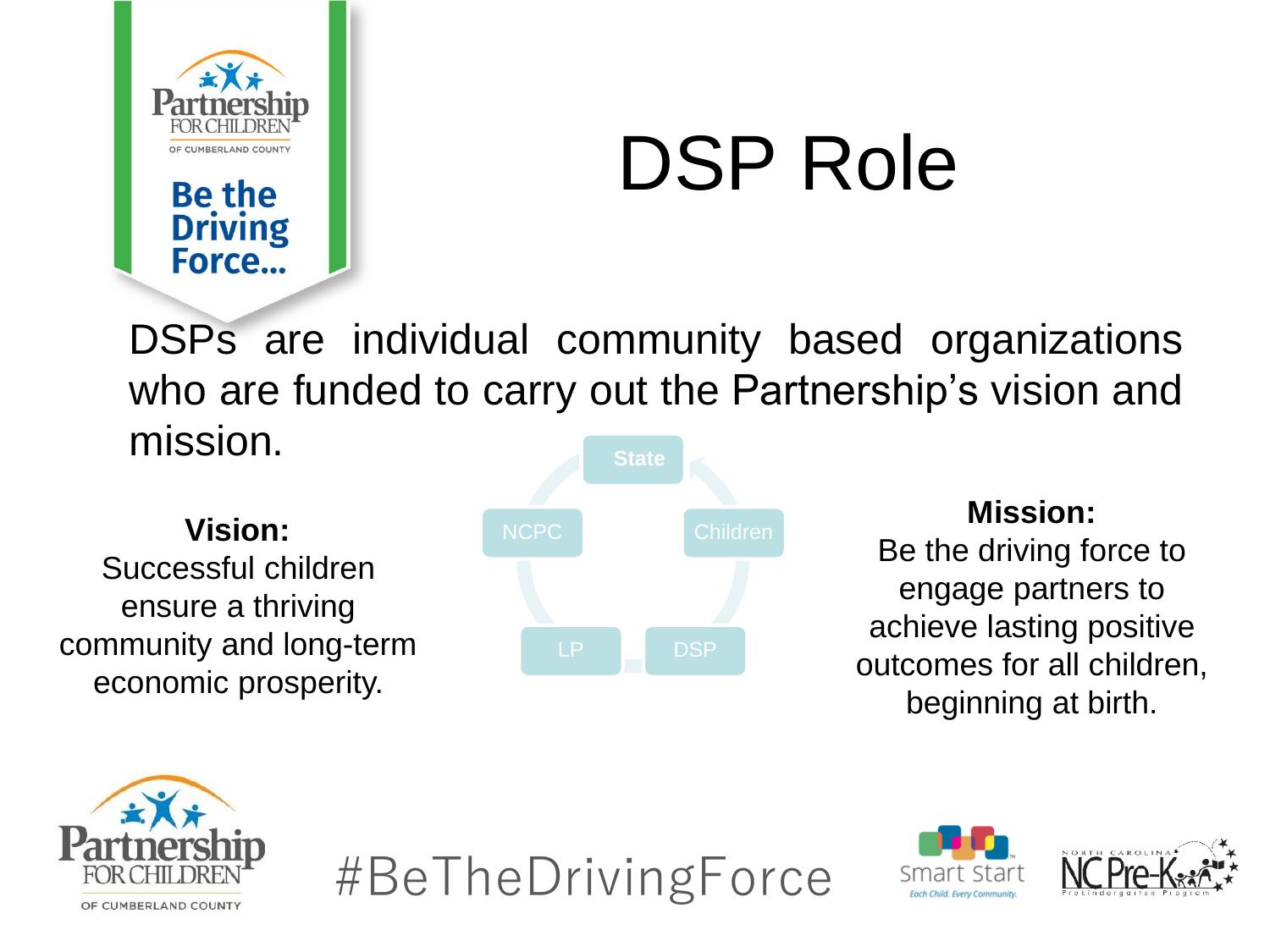# DSP Role

DSPs are individual community based organizations who are funded to carry out the Partnership's vision and mission.

State

NCPC

Children

LP

DSP

**Vision:**
Successful children ensure a thriving community and long-term economic prosperity.

**Mission:**
Be the driving force to engage partners to achieve lasting positive outcomes for all children, beginning at birth.

#BeTheDrivingForce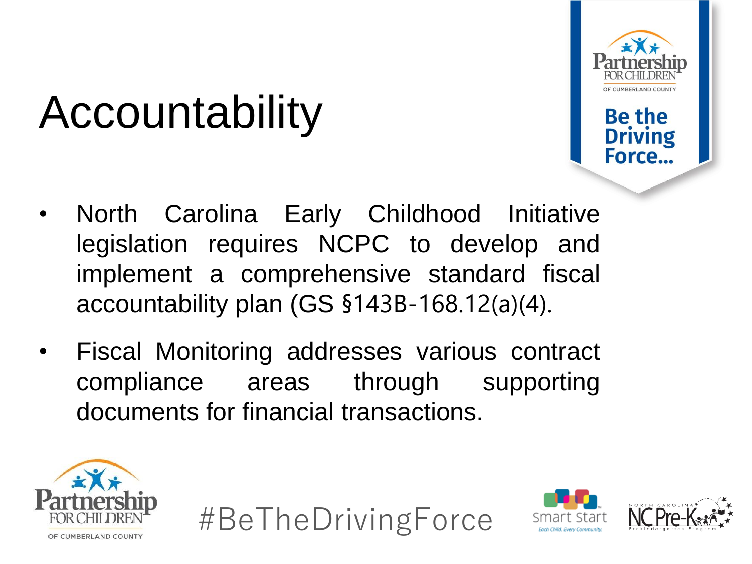# Accountability

- North Carolina Early Childhood Initiative legislation requires NCPC to develop and implement a comprehensive standard fiscal accountability plan (GS §143B-168.12(a)(4).
- Fiscal Monitoring addresses various contract compliance areas through supporting documents for financial transactions.

#BeTheDrivingForce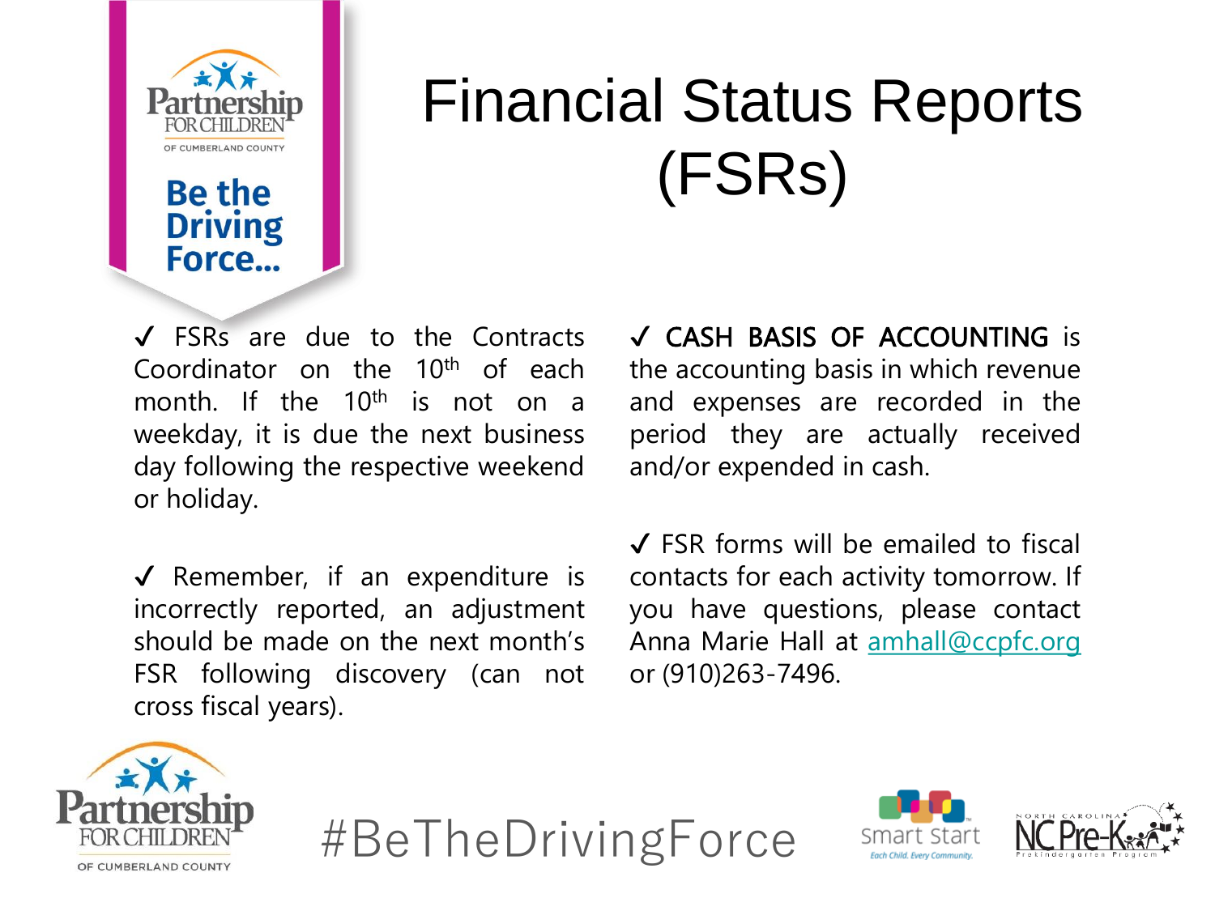# Financial Status Reports (FSRs)

✓ FSRs are due to the Contracts Coordinator on the 10th of each month. If the 10th is not on a weekday, it is due the next business day following the respective weekend or holiday.

✓ Remember, if an expenditure is incorrectly reported, an adjustment should be made on the next month's FSR following discovery (can not cross fiscal years).

✓ CASH BASIS OF ACCOUNTING is the accounting basis in which revenue and expenses are recorded in the period they are actually received and/or expended in cash.

✓ FSR forms will be emailed to fiscal contacts for each activity tomorrow. If you have questions, please contact Anna Marie Hall at amhall@ccpfc.org or (910)263-7496.

#BeTheDrivingForce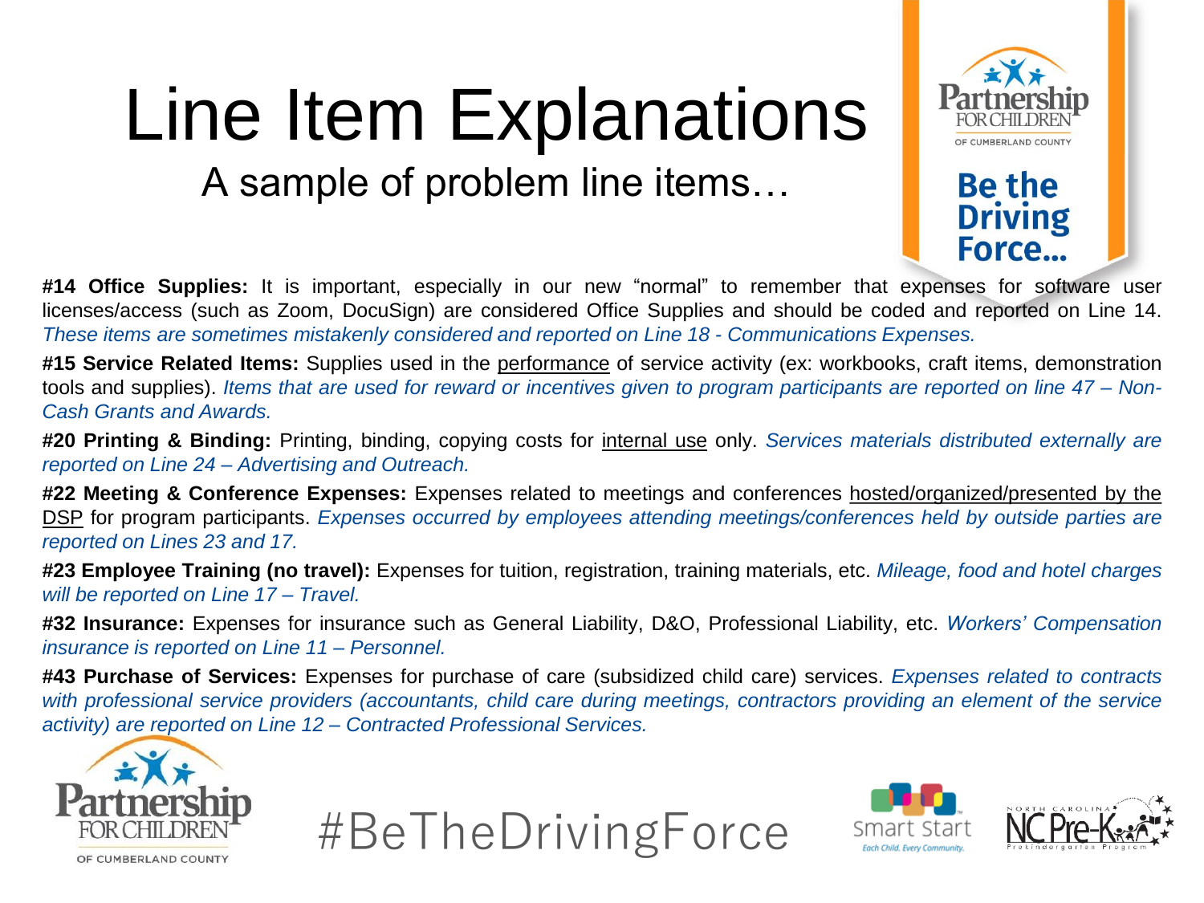# Line Item Explanations

## A sample of problem line items…

**#14 Office Supplies:** It is important, especially in our new "normal" to remember that expenses for software user licenses/access (such as Zoom, DocuSign) are considered Office Supplies and should be coded and reported on Line 14. *These items are sometimes mistakenly considered and reported on Line 18 - Communications Expenses.*

**#15 Service Related Items:** Supplies used in the performance of service activity (ex: workbooks, craft items, demonstration tools and supplies). *Items that are used for reward or incentives given to program participants are reported on line 47 – Non-Cash Grants and Awards.*

**#20 Printing & Binding:** Printing, binding, copying costs for internal use only. *Services materials distributed externally are reported on Line 24 – Advertising and Outreach.*

**#22 Meeting & Conference Expenses:** Expenses related to meetings and conferences hosted/organized/presented by the DSP for program participants. *Expenses occurred by employees attending meetings/conferences held by outside parties are reported on Lines 23 and 17.*

**#23 Employee Training (no travel):** Expenses for tuition, registration, training materials, etc. *Mileage, food and hotel charges will be reported on Line 17 – Travel.*

**#32 Insurance:** Expenses for insurance such as General Liability, D&O, Professional Liability, etc. *Workers' Compensation insurance is reported on Line 11 – Personnel.*

**#43 Purchase of Services:** Expenses for purchase of care (subsidized child care) services. *Expenses related to contracts with professional service providers (accountants, child care during meetings, contractors providing an element of the service activity) are reported on Line 12 – Contracted Professional Services.*

#BeTheDrivingForce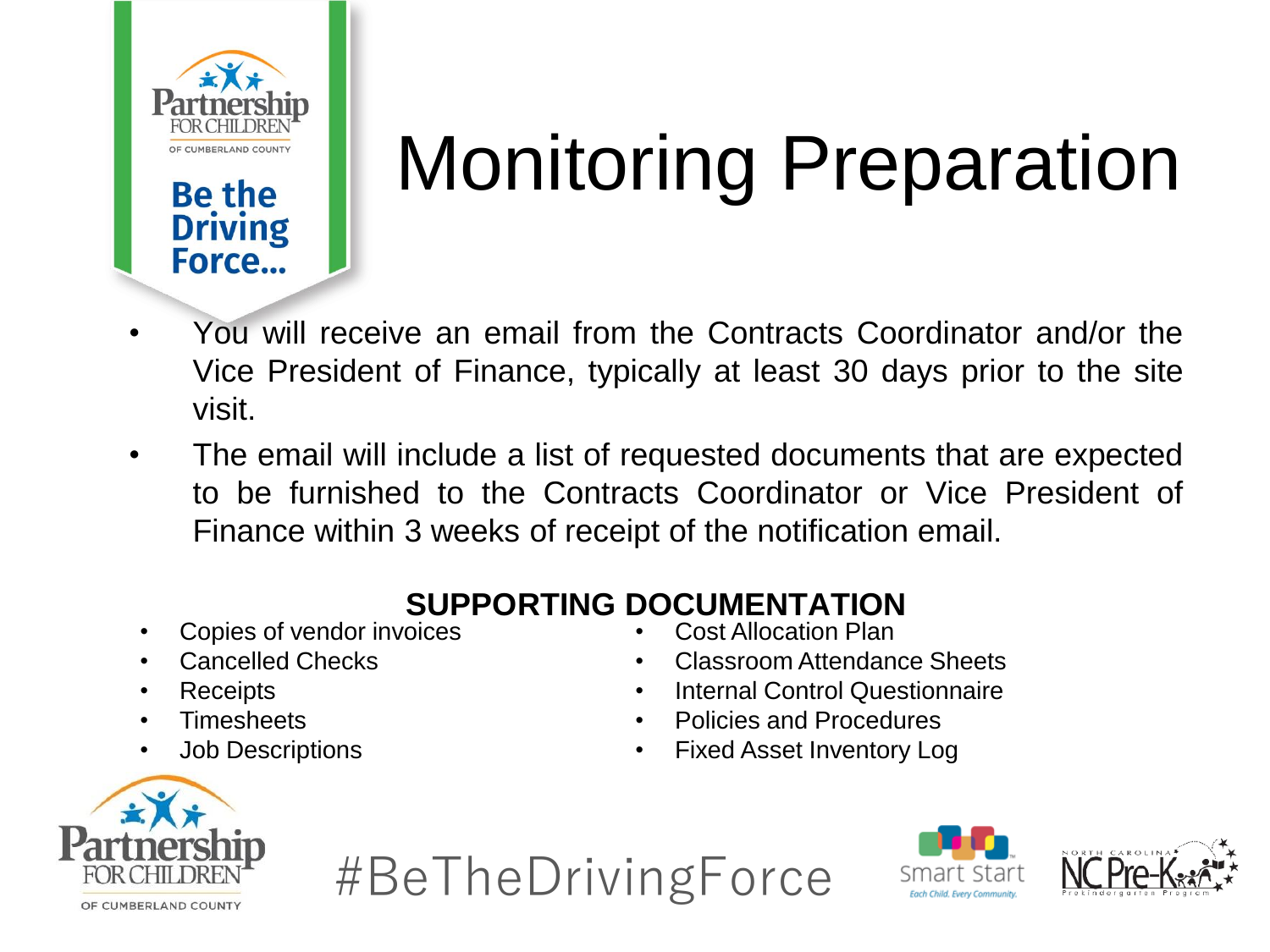# Monitoring Preparation

- You will receive an email from the Contracts Coordinator and/or the Vice President of Finance, typically at least 30 days prior to the site visit.
- The email will include a list of requested documents that are expected to be furnished to the Contracts Coordinator or Vice President of Finance within 3 weeks of receipt of the notification email.

## SUPPORTING DOCUMENTATION

- Copies of vendor invoices
- Cancelled Checks
- Receipts
- Timesheets
- Job Descriptions
- Cost Allocation Plan
- Classroom Attendance Sheets
- Internal Control Questionnaire
- Policies and Procedures
- Fixed Asset Inventory Log

#BeTheDrivingForce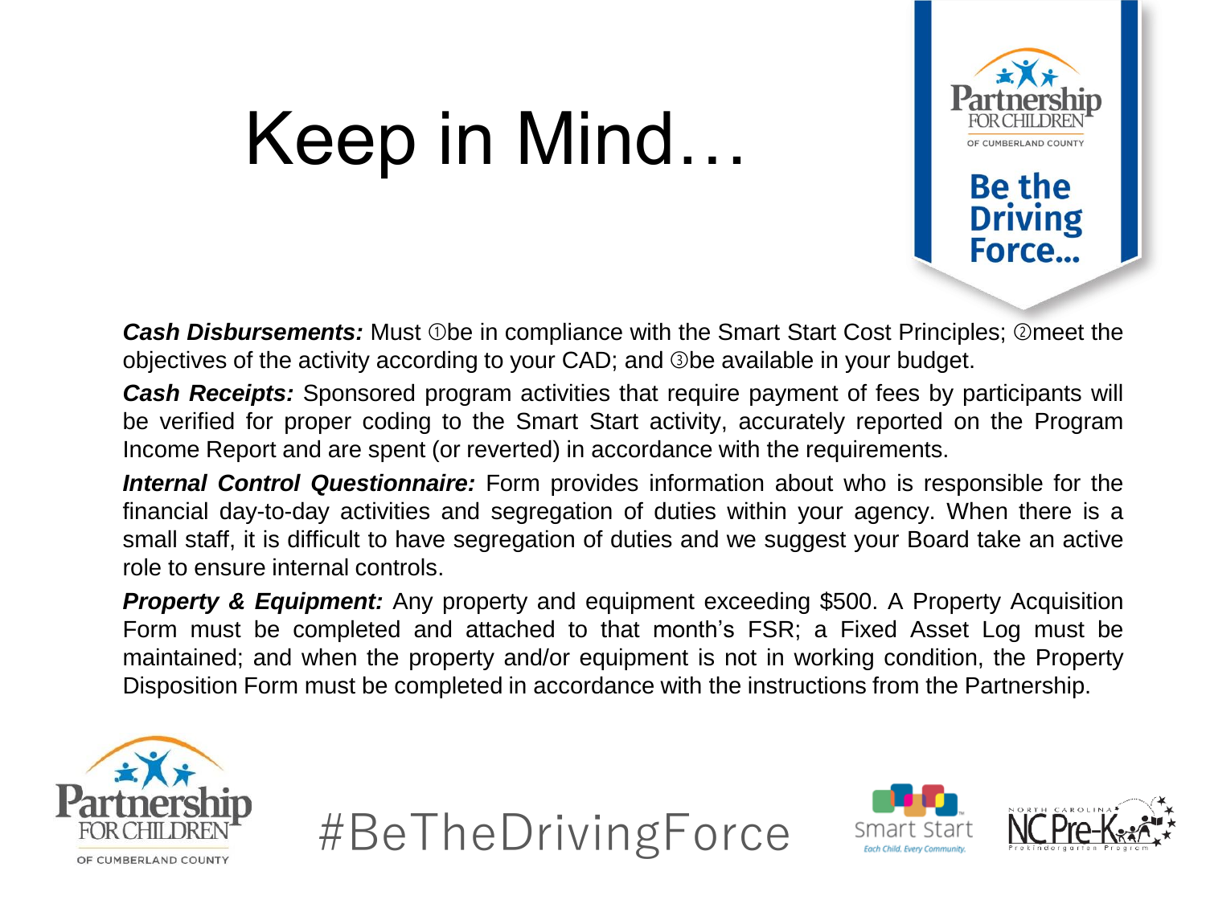# Keep in Mind…

***Cash Disbursements:*** Must ①be in compliance with the Smart Start Cost Principles; ②meet the objectives of the activity according to your CAD; and ③be available in your budget.

***Cash Receipts:*** Sponsored program activities that require payment of fees by participants will be verified for proper coding to the Smart Start activity, accurately reported on the Program Income Report and are spent (or reverted) in accordance with the requirements.

***Internal Control Questionnaire:*** Form provides information about who is responsible for the financial day-to-day activities and segregation of duties within your agency. When there is a small staff, it is difficult to have segregation of duties and we suggest your Board take an active role to ensure internal controls.

***Property & Equipment:*** Any property and equipment exceeding $500. A Property Acquisition Form must be completed and attached to that month's FSR; a Fixed Asset Log must be maintained; and when the property and/or equipment is not in working condition, the Property Disposition Form must be completed in accordance with the instructions from the Partnership.

#BeTheDrivingForce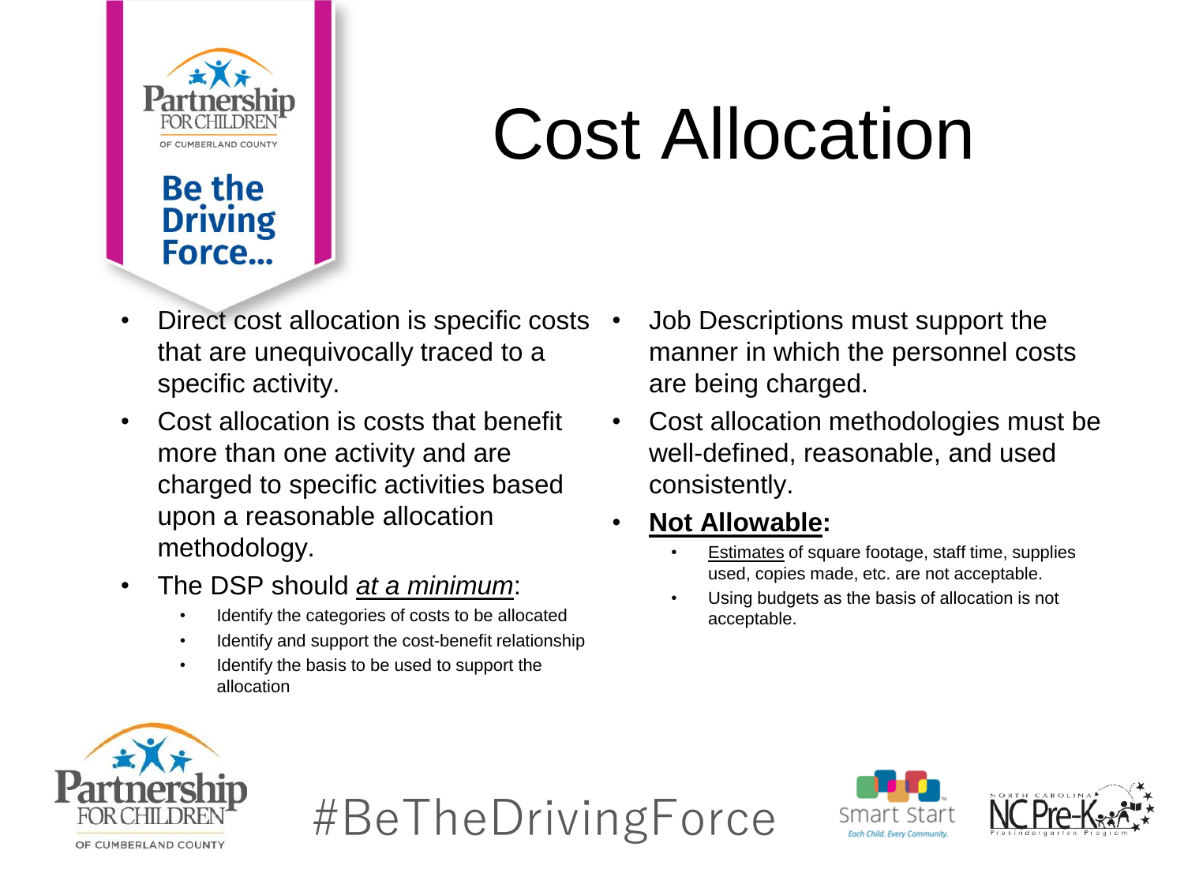# Cost Allocation

- Direct cost allocation is specific costs that are unequivocally traced to a specific activity.
- Cost allocation is costs that benefit more than one activity and are charged to specific activities based upon a reasonable allocation methodology.
- The DSP should *at a minimum*:
  - Identify the categories of costs to be allocated
  - Identify and support the cost-benefit relationship
  - Identify the basis to be used to support the allocation
- Job Descriptions must support the manner in which the personnel costs are being charged.
- Cost allocation methodologies must be well-defined, reasonable, and used consistently.
- **Not Allowable:**
  - Estimates of square footage, staff time, supplies used, copies made, etc. are not acceptable.
  - Using budgets as the basis of allocation is not acceptable.

#BeTheDrivingForce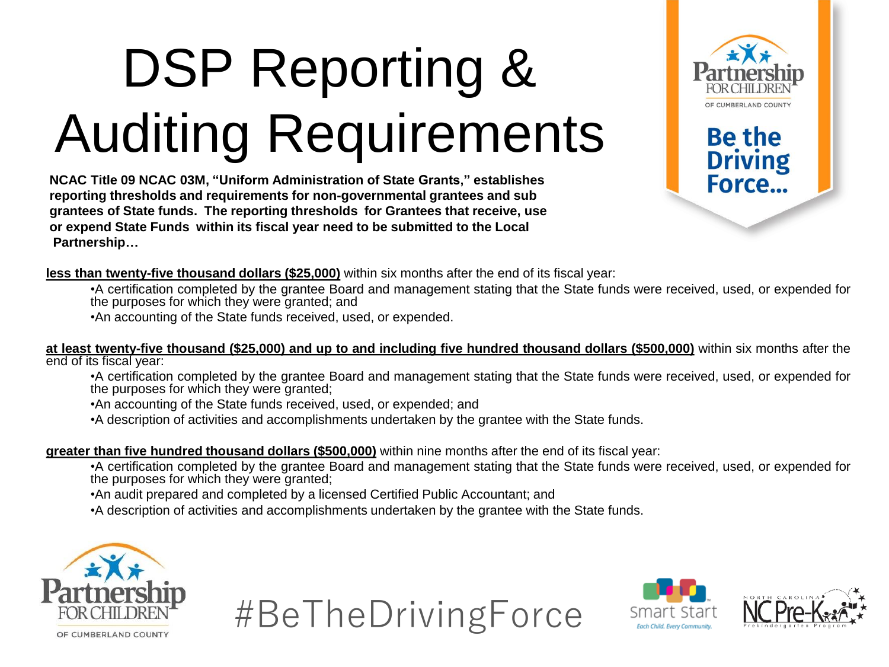# DSP Reporting & Auditing Requirements

**NCAC Title 09 NCAC 03M, "Uniform Administration of State Grants," establishes reporting thresholds and requirements for non-governmental grantees and sub grantees of State funds. The reporting thresholds for Grantees that receive, use or expend State Funds within its fiscal year need to be submitted to the Local Partnership…**

**less than twenty-five thousand dollars ($25,000)** within six months after the end of its fiscal year:

- A certification completed by the grantee Board and management stating that the State funds were received, used, or expended for the purposes for which they were granted; and
- An accounting of the State funds received, used, or expended.

**at least twenty-five thousand ($25,000) and up to and including five hundred thousand dollars ($500,000)** within six months after the end of its fiscal year:

- A certification completed by the grantee Board and management stating that the State funds were received, used, or expended for the purposes for which they were granted;
- An accounting of the State funds received, used, or expended; and
- A description of activities and accomplishments undertaken by the grantee with the State funds.

**greater than five hundred thousand dollars ($500,000)** within nine months after the end of its fiscal year:

- A certification completed by the grantee Board and management stating that the State funds were received, used, or expended for the purposes for which they were granted;
- An audit prepared and completed by a licensed Certified Public Accountant; and
- A description of activities and accomplishments undertaken by the grantee with the State funds.

#BeTheDrivingForce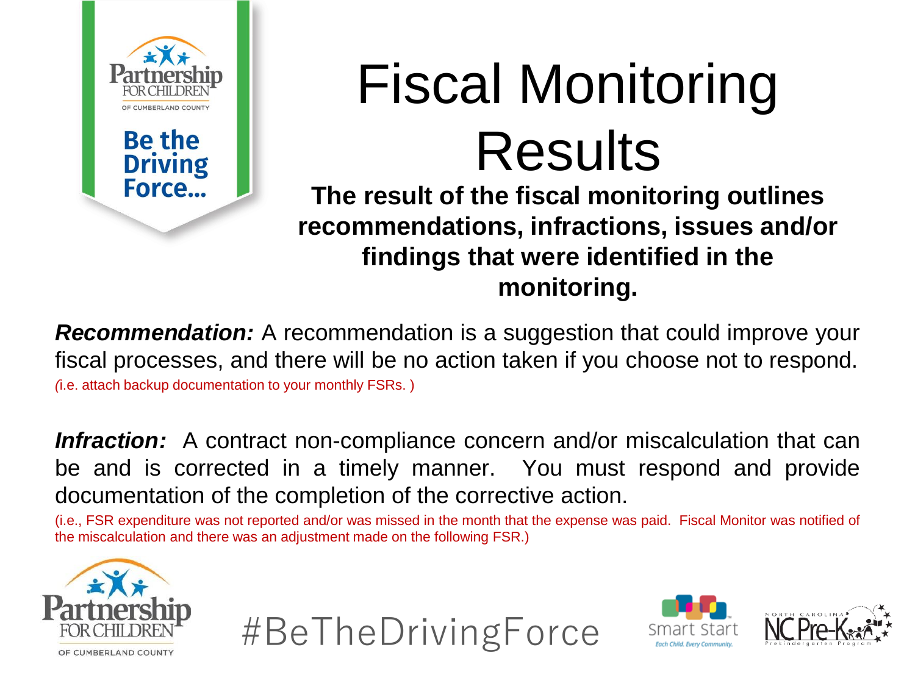# Fiscal Monitoring Results

**The result of the fiscal monitoring outlines recommendations, infractions, issues and/or findings that were identified in the monitoring.**

***Recommendation:*** A recommendation is a suggestion that could improve your fiscal processes, and there will be no action taken if you choose not to respond. *(*i.e. attach backup documentation to your monthly FSRs. )

***Infraction:*** A contract non-compliance concern and/or miscalculation that can be and is corrected in a timely manner. You must respond and provide documentation of the completion of the corrective action.

(i.e., FSR expenditure was not reported and/or was missed in the month that the expense was paid. Fiscal Monitor was notified of the miscalculation and there was an adjustment made on the following FSR.)

#BeTheDrivingForce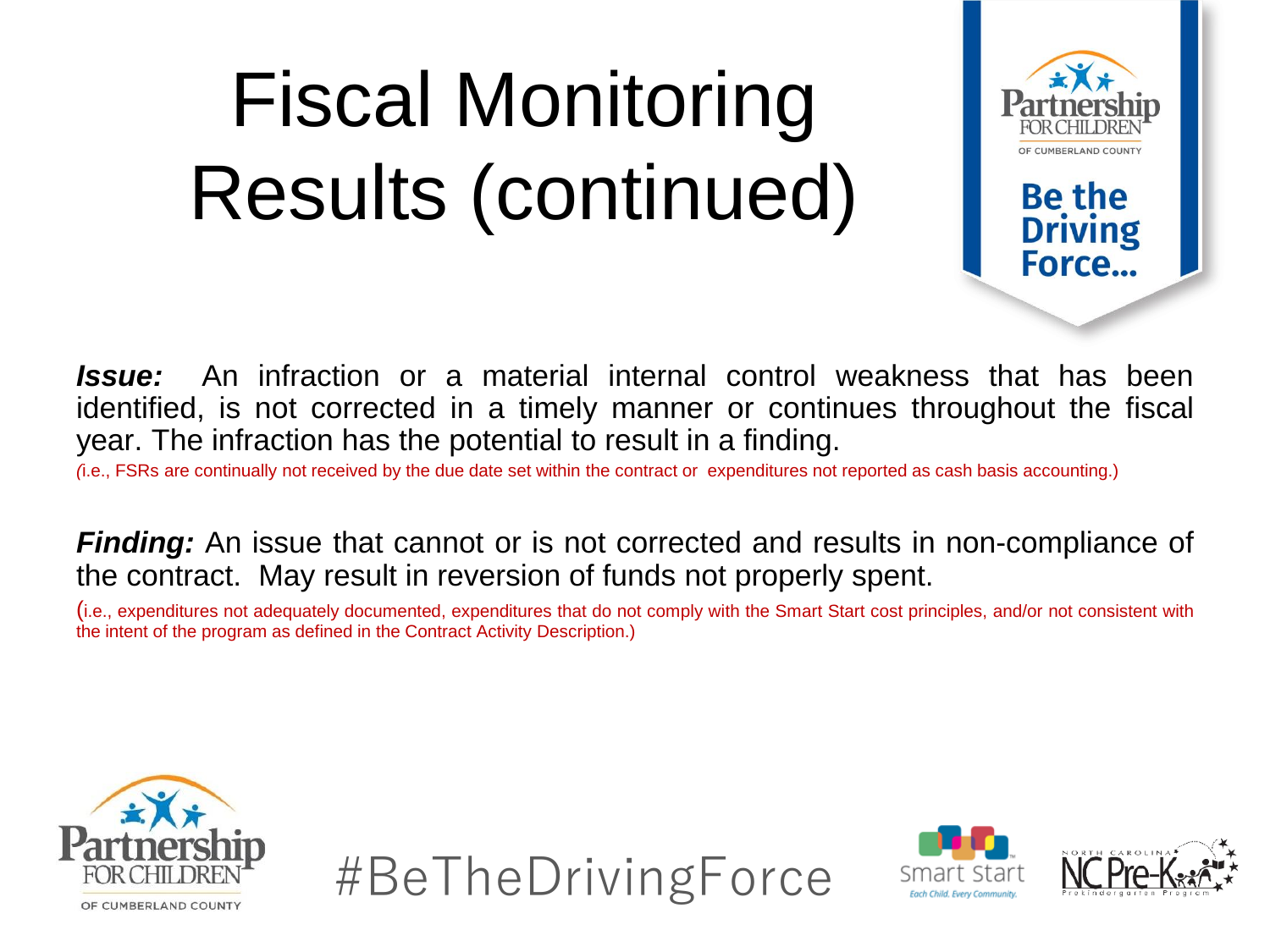# Fiscal Monitoring Results (continued)

***Issue:*** An infraction or a material internal control weakness that has been identified, is not corrected in a timely manner or continues throughout the fiscal year. The infraction has the potential to result in a finding.

*(i.e., FSRs are continually not received by the due date set within the contract or expenditures not reported as cash basis accounting.)

***Finding:*** An issue that cannot or is not corrected and results in non-compliance of the contract. May result in reversion of funds not properly spent.

(i.e., expenditures not adequately documented, expenditures that do not comply with the Smart Start cost principles, and/or not consistent with the intent of the program as defined in the Contract Activity Description.)

#BeTheDrivingForce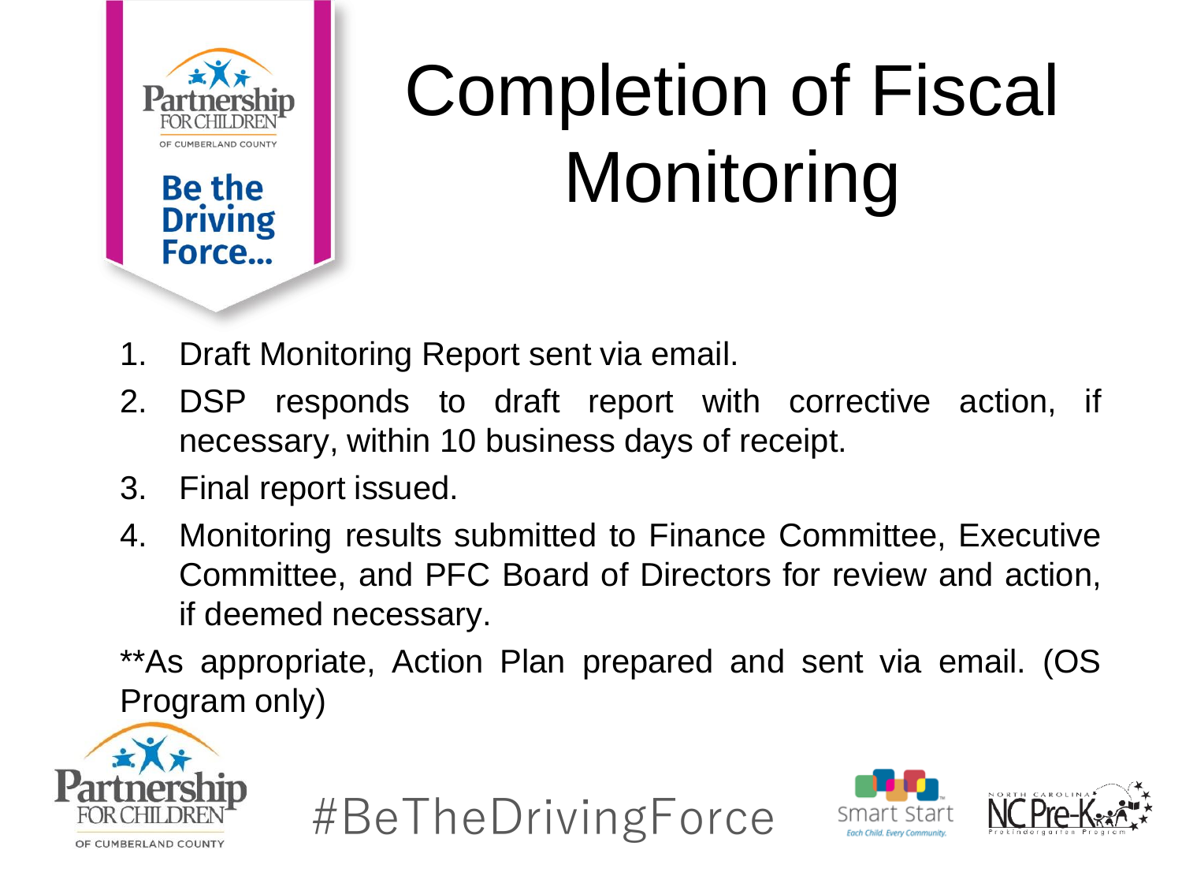# Completion of Fiscal Monitoring

1. Draft Monitoring Report sent via email.
2. DSP responds to draft report with corrective action, if necessary, within 10 business days of receipt.
3. Final report issued.
4. Monitoring results submitted to Finance Committee, Executive Committee, and PFC Board of Directors for review and action, if deemed necessary.

**As appropriate, Action Plan prepared and sent via email. (OS Program only)

#BeTheDrivingForce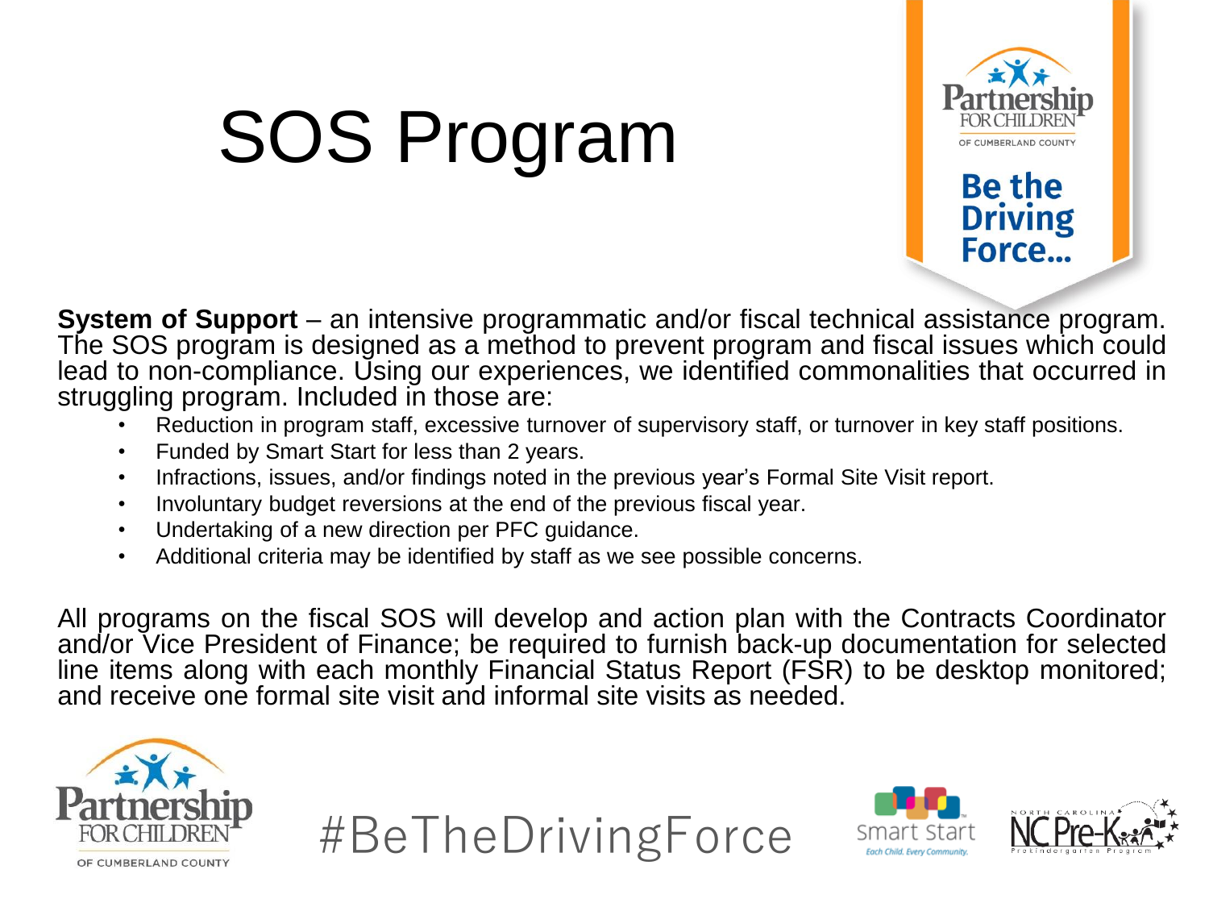# SOS Program

**System of Support** – an intensive programmatic and/or fiscal technical assistance program. The SOS program is designed as a method to prevent program and fiscal issues which could lead to non-compliance. Using our experiences, we identified commonalities that occurred in struggling program. Included in those are:

- Reduction in program staff, excessive turnover of supervisory staff, or turnover in key staff positions.
- Funded by Smart Start for less than 2 years.
- Infractions, issues, and/or findings noted in the previous year's Formal Site Visit report.
- Involuntary budget reversions at the end of the previous fiscal year.
- Undertaking of a new direction per PFC guidance.
- Additional criteria may be identified by staff as we see possible concerns.

All programs on the fiscal SOS will develop and action plan with the Contracts Coordinator and/or Vice President of Finance; be required to furnish back-up documentation for selected line items along with each monthly Financial Status Report (FSR) to be desktop monitored; and receive one formal site visit and informal site visits as needed.

#BeTheDrivingForce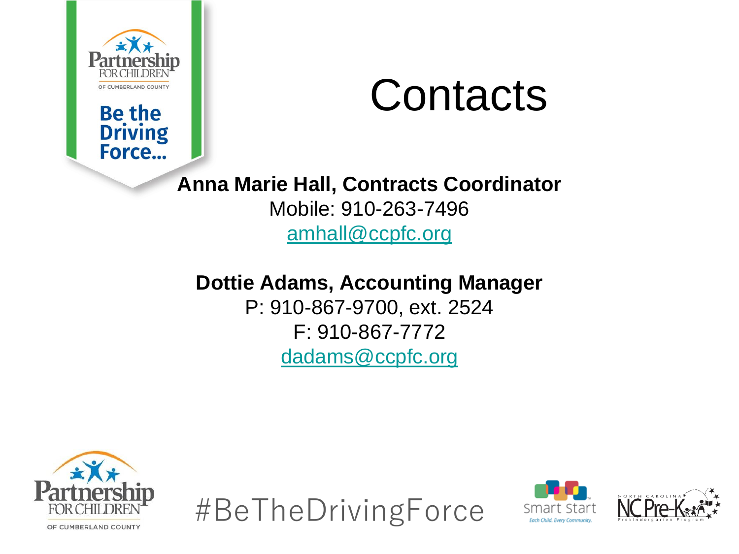Partnership FOR CHILDREN OF CUMBERLAND COUNTY

Be the Driving Force...

# Contacts

**Anna Marie Hall, Contracts Coordinator**
Mobile: 910-263-7496
amhall@ccpfc.org

**Dottie Adams, Accounting Manager**
P: 910-867-9700, ext. 2524
F: 910-867-7772
dadams@ccpfc.org

Partnership FOR CHILDREN OF CUMBERLAND COUNTY

#BeTheDrivingForce

smart start Each Child. Every Community.

NORTH CAROLINA NC Pre-K Prekindergarten Program